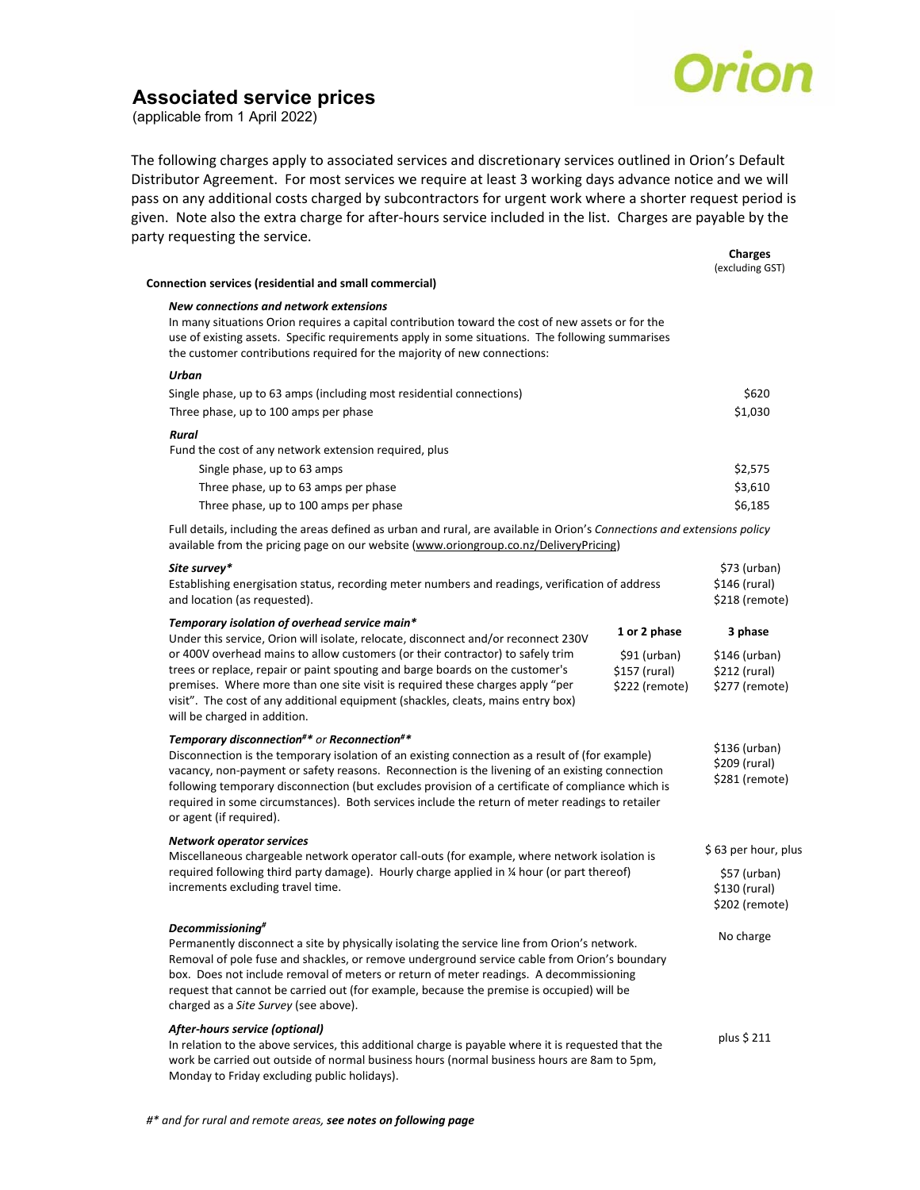# Associated service prices

(applicable from 1 April 2022)

The following charges apply to associated services and discretionary services outlined in Orion's Default Distributor Agreement. For most services we require at least 3 working days advance notice and we will pass on any additional costs charged by subcontractors for urgent work where a shorter request period is given. Note also the extra charge for after-hours service included in the list. Charges are payable by the party requesting the service.

| | | Charges (excluding GST) |
|---|---|---|
| **Connection services (residential and small commercial)** | | |
| ***New connections and network extensions*** In many situations Orion requires a capital contribution toward the cost of new assets or for the use of existing assets. Specific requirements apply in some situations. The following summarises the customer contributions required for the majority of new connections: | | |
| ***Urban*** | | |
| Single phase, up to 63 amps (including most residential connections) | | $620 |
| Three phase, up to 100 amps per phase | | $1,030 |
| ***Rural*** Fund the cost of any network extension required, plus | | |
| Single phase, up to 63 amps | | $2,575 |
| Three phase, up to 63 amps per phase | | $3,610 |
| Three phase, up to 100 amps per phase | | $6,185 |
| Full details, including the areas defined as urban and rural, are available in Orion's *Connections and extensions policy* available from the pricing page on our website (www.oriongroup.co.nz/DeliveryPricing) | | |
| ***Site survey**** Establishing energisation status, recording meter numbers and readings, verification of address and location (as requested). | | $73 (urban) $146 (rural) $218 (remote) |
| ***Temporary isolation of overhead service main**** Under this service, Orion will isolate, relocate, disconnect and/or reconnect 230V or 400V overhead mains to allow customers (or their contractor) to safely trim trees or replace, repair or paint spouting and barge boards on the customer's premises. Where more than one site visit is required these charges apply "per visit". The cost of any additional equipment (shackles, cleats, mains entry box) will be charged in addition. | **1 or 2 phase** $91 (urban) $157 (rural) $222 (remote) | **3 phase** $146 (urban) $212 (rural) $277 (remote) |
| ***Temporary disconnection#* or Reconnection#**** Disconnection is the temporary isolation of an existing connection as a result of (for example) vacancy, non-payment or safety reasons. Reconnection is the livening of an existing connection following temporary disconnection (but excludes provision of a certificate of compliance which is required in some circumstances). Both services include the return of meter readings to retailer or agent (if required). | | $136 (urban) $209 (rural) $281 (remote) |
| ***Network operator services*** Miscellaneous chargeable network operator call-outs (for example, where network isolation is required following third party damage). Hourly charge applied in ¼ hour (or part thereof) increments excluding travel time. | | $ 63 per hour, plus $57 (urban) $130 (rural) $202 (remote) |
| ***Decommissioning#*** Permanently disconnect a site by physically isolating the service line from Orion's network. Removal of pole fuse and shackles, or remove underground service cable from Orion's boundary box. Does not include removal of meters or return of meter readings. A decommissioning request that cannot be carried out (for example, because the premise is occupied) will be charged as a *Site Survey* (see above). | | No charge |
| ***After-hours service (optional)*** In relation to the above services, this additional charge is payable where it is requested that the work be carried out outside of normal business hours (normal business hours are 8am to 5pm, Monday to Friday excluding public holidays). | | plus $ 211 |

*#* and for rural and remote areas, **see notes on following page***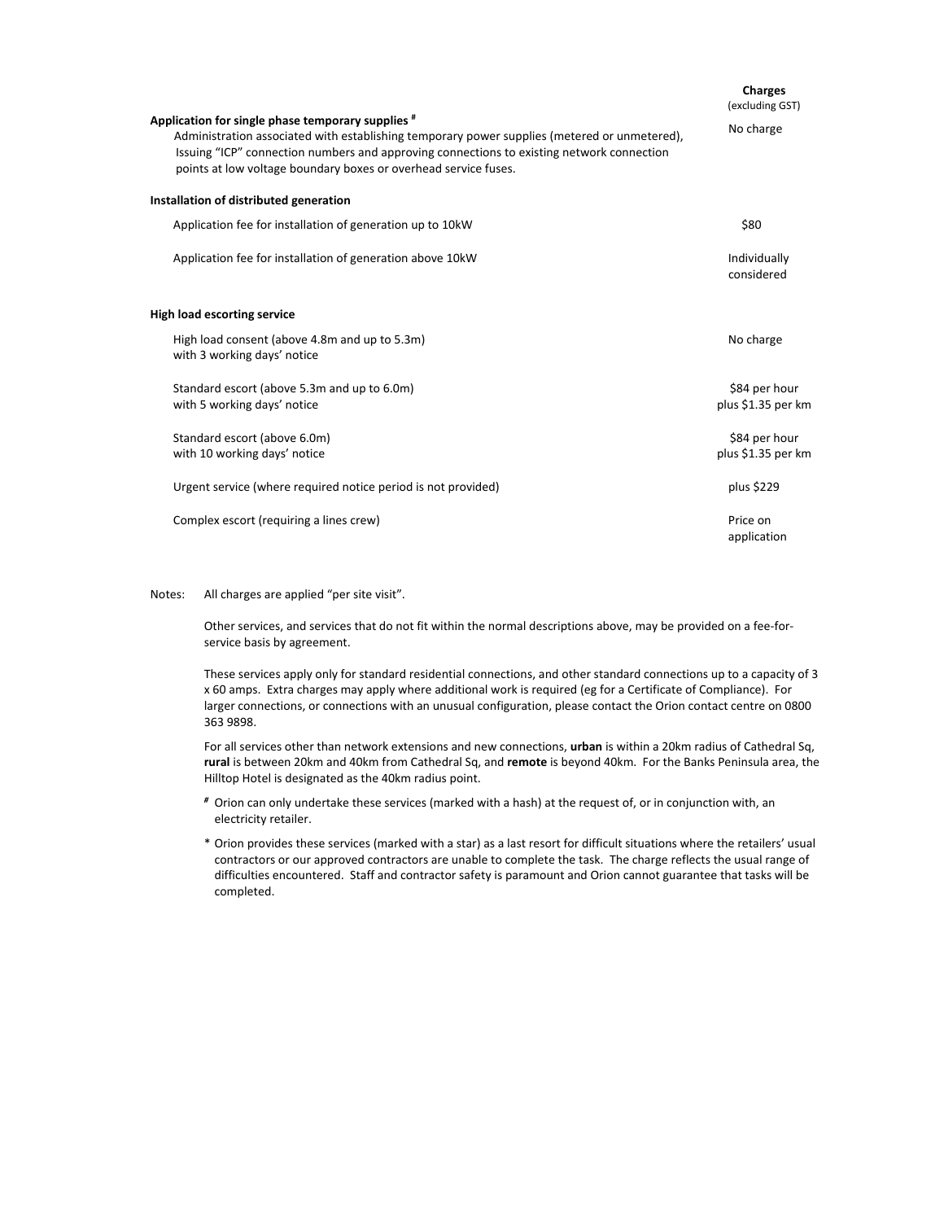| | Charges (excluding GST) |
|---|---|
| **Application for single phase temporary supplies #** | |
| Administration associated with establishing temporary power supplies (metered or unmetered), Issuing "ICP" connection numbers and approving connections to existing network connection points at low voltage boundary boxes or overhead service fuses. | No charge |
| **Installation of distributed generation** | |
| Application fee for installation of generation up to 10kW | $80 |
| Application fee for installation of generation above 10kW | Individually considered |
| **High load escorting service** | |
| High load consent (above 4.8m and up to 5.3m) with 3 working days' notice | No charge |
| Standard escort (above 5.3m and up to 6.0m) with 5 working days' notice | $84 per hour plus $1.35 per km |
| Standard escort (above 6.0m) with 10 working days' notice | $84 per hour plus $1.35 per km |
| Urgent service (where required notice period is not provided) | plus $229 |
| Complex escort (requiring a lines crew) | Price on application |

Notes: All charges are applied "per site visit".

Other services, and services that do not fit within the normal descriptions above, may be provided on a fee-for-service basis by agreement.

These services apply only for standard residential connections, and other standard connections up to a capacity of 3 x 60 amps. Extra charges may apply where additional work is required (eg for a Certificate of Compliance). For larger connections, or connections with an unusual configuration, please contact the Orion contact centre on 0800 363 9898.

For all services other than network extensions and new connections, **urban** is within a 20km radius of Cathedral Sq, **rural** is between 20km and 40km from Cathedral Sq, and **remote** is beyond 40km. For the Banks Peninsula area, the Hilltop Hotel is designated as the 40km radius point.

\# Orion can only undertake these services (marked with a hash) at the request of, or in conjunction with, an electricity retailer.

\* Orion provides these services (marked with a star) as a last resort for difficult situations where the retailers' usual contractors or our approved contractors are unable to complete the task. The charge reflects the usual range of difficulties encountered. Staff and contractor safety is paramount and Orion cannot guarantee that tasks will be completed.